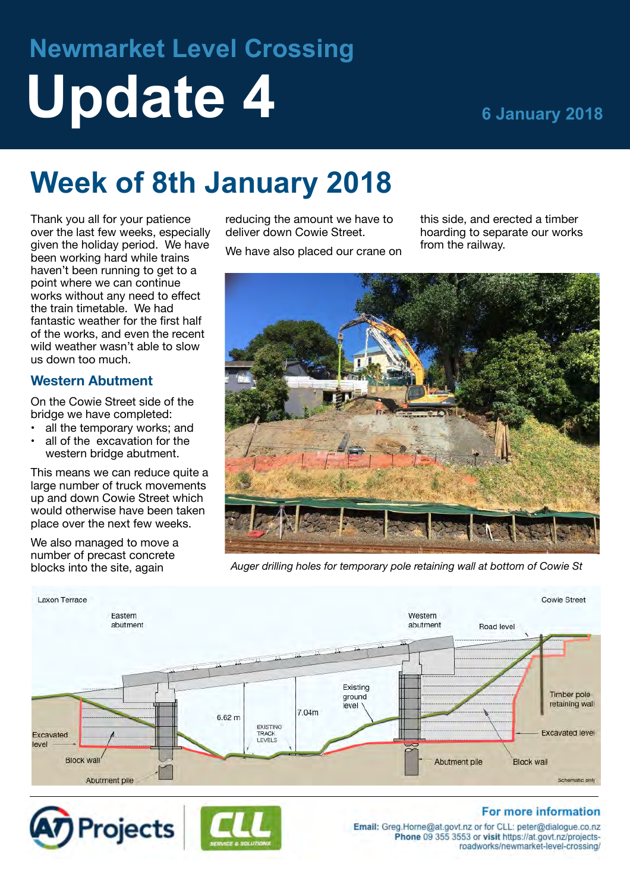# Newmarket Level Crossing

# Update 4

6 January 2018

## Week of 8th January 2018

Thank you all for your patience over the last few weeks, especially given the holiday period. We have been working hard while trains haven't been running to get to a point where we can continue works without any need to effect the train timetable. We had fantastic weather for the first half of the works, and even the recent wild weather wasn't able to slow us down too much.

### Western Abutment

On the Cowie Street side of the bridge we have completed:

- all the temporary works; and
- all of the excavation for the western bridge abutment.

This means we can reduce quite a large number of truck movements up and down Cowie Street which would otherwise have been taken place over the next few weeks.

We also managed to move a number of precast concrete blocks into the site, again reducing the amount we have to deliver down Cowie Street.

We have also placed our crane on this side, and erected a timber hoarding to separate our works from the railway.

*Auger drilling holes for temporary pole retaining wall at bottom of Cowie St*

Laxon Terrace — Eastern abutment — Western abutment — Road level — Cowie Street — Existing ground level — 6.62 m — 7.04m — EXISTING TRACK LEVELS — Timber pole retaining wall — Excavated level — Block wall — Abutment pile — Schematic only

**For more information**

**Email:** Greg.Horne@at.govt.nz or for CLL: peter@dialogue.co.nz
**Phone** 09 355 3553 or **visit** https://at.govt.nz/projects-roadworks/newmarket-level-crossing/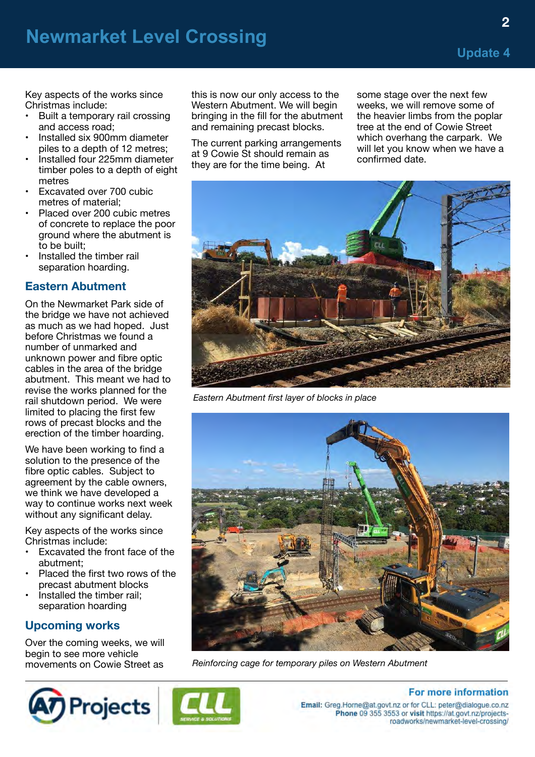# Newmarket Level Crossing

## Update 4

Key aspects of the works since Christmas include:

- Built a temporary rail crossing and access road;
- Installed six 900mm diameter piles to a depth of 12 metres;
- Installed four 225mm diameter timber poles to a depth of eight metres
- Excavated over 700 cubic metres of material;
- Placed over 200 cubic metres of concrete to replace the poor ground where the abutment is to be built;
- Installed the timber rail separation hoarding.

## Eastern Abutment

On the Newmarket Park side of the bridge we have not achieved as much as we had hoped. Just before Christmas we found a number of unmarked and unknown power and fibre optic cables in the area of the bridge abutment. This meant we had to revise the works planned for the rail shutdown period. We were limited to placing the first few rows of precast blocks and the erection of the timber hoarding.

We have been working to find a solution to the presence of the fibre optic cables. Subject to agreement by the cable owners, we think we have developed a way to continue works next week without any significant delay.

Key aspects of the works since Christmas include:

- Excavated the front face of the abutment;
- Placed the first two rows of the precast abutment blocks
- Installed the timber rail; separation hoarding

## Upcoming works

Over the coming weeks, we will begin to see more vehicle movements on Cowie Street as this is now our only access to the Western Abutment. We will begin bringing in the fill for the abutment and remaining precast blocks.

The current parking arrangements at 9 Cowie St should remain as they are for the time being. At some stage over the next few weeks, we will remove some of the heavier limbs from the poplar tree at the end of Cowie Street which overhang the carpark. We will let you know when we have a confirmed date.

*Eastern Abutment first layer of blocks in place*

*Reinforcing cage for temporary piles on Western Abutment*

**For more information**

**Email:** Greg.Horne@at.govt.nz or for CLL: peter@dialogue.co.nz
**Phone** 09 355 3553 or **visit** https://at.govt.nz/projects-roadworks/newmarket-level-crossing/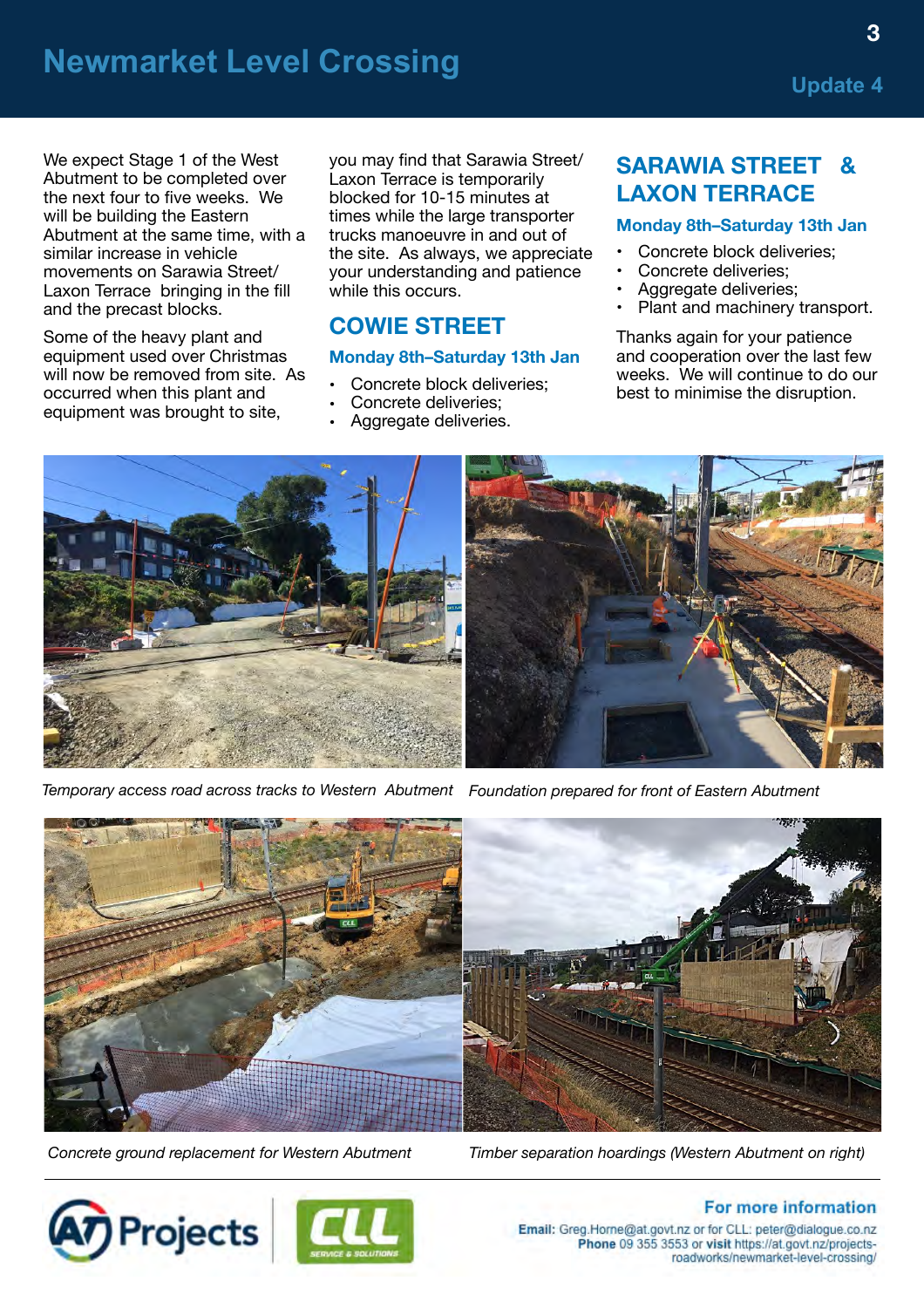# Newmarket Level Crossing

Update 4

We expect Stage 1 of the West Abutment to be completed over the next four to five weeks. We will be building the Eastern Abutment at the same time, with a similar increase in vehicle movements on Sarawia Street/ Laxon Terrace bringing in the fill and the precast blocks.

Some of the heavy plant and equipment used over Christmas will now be removed from site. As occurred when this plant and equipment was brought to site, you may find that Sarawia Street/ Laxon Terrace is temporarily blocked for 10-15 minutes at times while the large transporter trucks manoeuvre in and out of the site. As always, we appreciate your understanding and patience while this occurs.

## COWIE STREET

### Monday 8th–Saturday 13th Jan

- Concrete block deliveries;
- Concrete deliveries;
- Aggregate deliveries.

## SARAWIA STREET & LAXON TERRACE

### Monday 8th–Saturday 13th Jan

- Concrete block deliveries;
- Concrete deliveries;
- Aggregate deliveries;
- Plant and machinery transport.

Thanks again for your patience and cooperation over the last few weeks. We will continue to do our best to minimise the disruption.

*Temporary access road across tracks to Western Abutment*

*Foundation prepared for front of Eastern Abutment*

*Concrete ground replacement for Western Abutment*

*Timber separation hoardings (Western Abutment on right)*

### For more information

**Email:** Greg.Horne@at.govt.nz or for CLL: peter@dialogue.co.nz
**Phone** 09 355 3553 or **visit** https://at.govt.nz/projects-roadworks/newmarket-level-crossing/